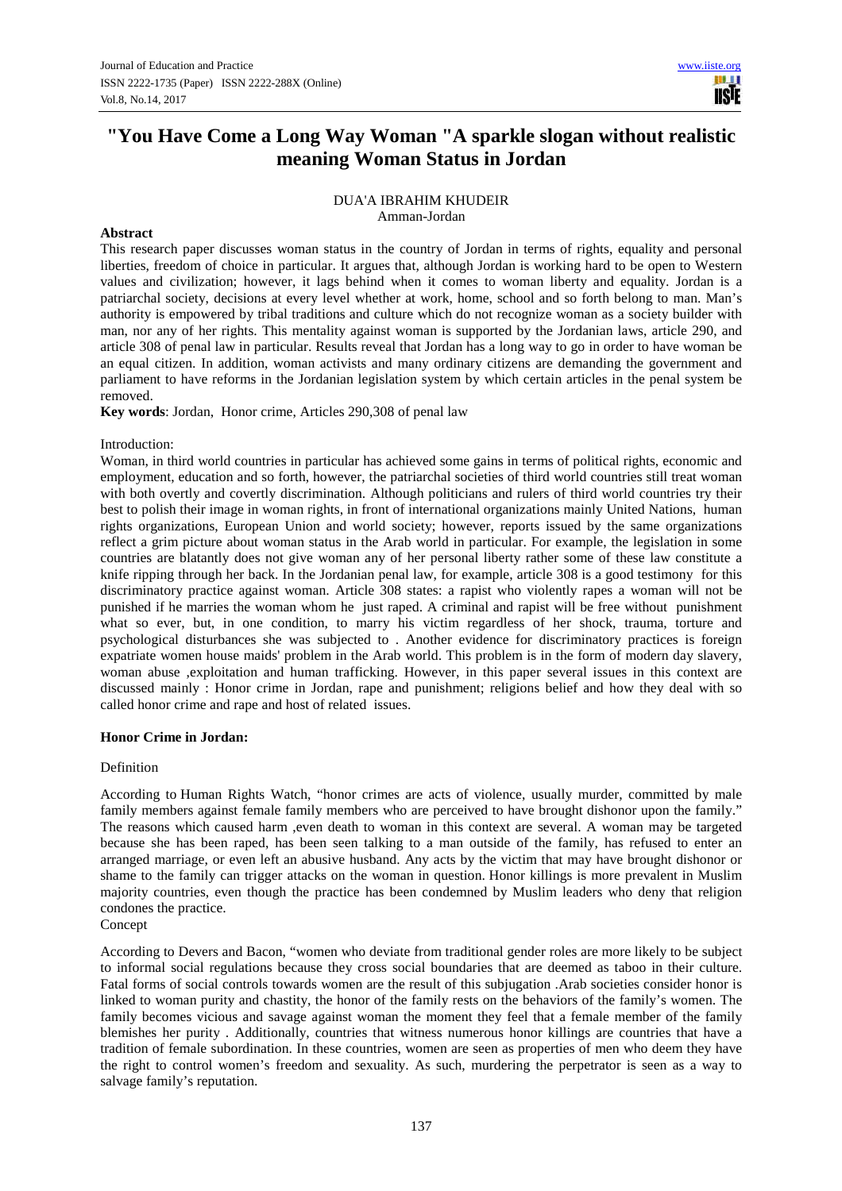# "You Have Come a Long Way Woman "A sparkle slogan without realistic meaning Woman Status in Jordan

DUA'A IBRAHIM KHUDEIR
Amman-Jordan

**Abstract**

This research paper discusses woman status in the country of Jordan in terms of rights, equality and personal liberties, freedom of choice in particular. It argues that, although Jordan is working hard to be open to Western values and civilization; however, it lags behind when it comes to woman liberty and equality. Jordan is a patriarchal society, decisions at every level whether at work, home, school and so forth belong to man. Man's authority is empowered by tribal traditions and culture which do not recognize woman as a society builder with man, nor any of her rights. This mentality against woman is supported by the Jordanian laws, article 290, and article 308 of penal law in particular. Results reveal that Jordan has a long way to go in order to have woman be an equal citizen. In addition, woman activists and many ordinary citizens are demanding the government and parliament to have reforms in the Jordanian legislation system by which certain articles in the penal system be removed.

**Key words**: Jordan, Honor crime, Articles 290,308 of penal law

Introduction:

Woman, in third world countries in particular has achieved some gains in terms of political rights, economic and employment, education and so forth, however, the patriarchal societies of third world countries still treat woman with both overtly and covertly discrimination. Although politicians and rulers of third world countries try their best to polish their image in woman rights, in front of international organizations mainly United Nations, human rights organizations, European Union and world society; however, reports issued by the same organizations reflect a grim picture about woman status in the Arab world in particular. For example, the legislation in some countries are blatantly does not give woman any of her personal liberty rather some of these law constitute a knife ripping through her back. In the Jordanian penal law, for example, article 308 is a good testimony for this discriminatory practice against woman. Article 308 states: a rapist who violently rapes a woman will not be punished if he marries the woman whom he just raped. A criminal and rapist will be free without punishment what so ever, but, in one condition, to marry his victim regardless of her shock, trauma, torture and psychological disturbances she was subjected to . Another evidence for discriminatory practices is foreign expatriate women house maids' problem in the Arab world. This problem is in the form of modern day slavery, woman abuse ,exploitation and human trafficking. However, in this paper several issues in this context are discussed mainly : Honor crime in Jordan, rape and punishment; religions belief and how they deal with so called honor crime and rape and host of related issues.

## Honor Crime in Jordan:

### Definition

According to Human Rights Watch, "honor crimes are acts of violence, usually murder, committed by male family members against female family members who are perceived to have brought dishonor upon the family." The reasons which caused harm ,even death to woman in this context are several. A woman may be targeted because she has been raped, has been seen talking to a man outside of the family, has refused to enter an arranged marriage, or even left an abusive husband. Any acts by the victim that may have brought dishonor or shame to the family can trigger attacks on the woman in question. Honor killings is more prevalent in Muslim majority countries, even though the practice has been condemned by Muslim leaders who deny that religion condones the practice.

### Concept

According to Devers and Bacon, "women who deviate from traditional gender roles are more likely to be subject to informal social regulations because they cross social boundaries that are deemed as taboo in their culture. Fatal forms of social controls towards women are the result of this subjugation .Arab societies consider honor is linked to woman purity and chastity, the honor of the family rests on the behaviors of the family's women. The family becomes vicious and savage against woman the moment they feel that a female member of the family blemishes her purity . Additionally, countries that witness numerous honor killings are countries that have a tradition of female subordination. In these countries, women are seen as properties of men who deem they have the right to control women's freedom and sexuality. As such, murdering the perpetrator is seen as a way to salvage family's reputation.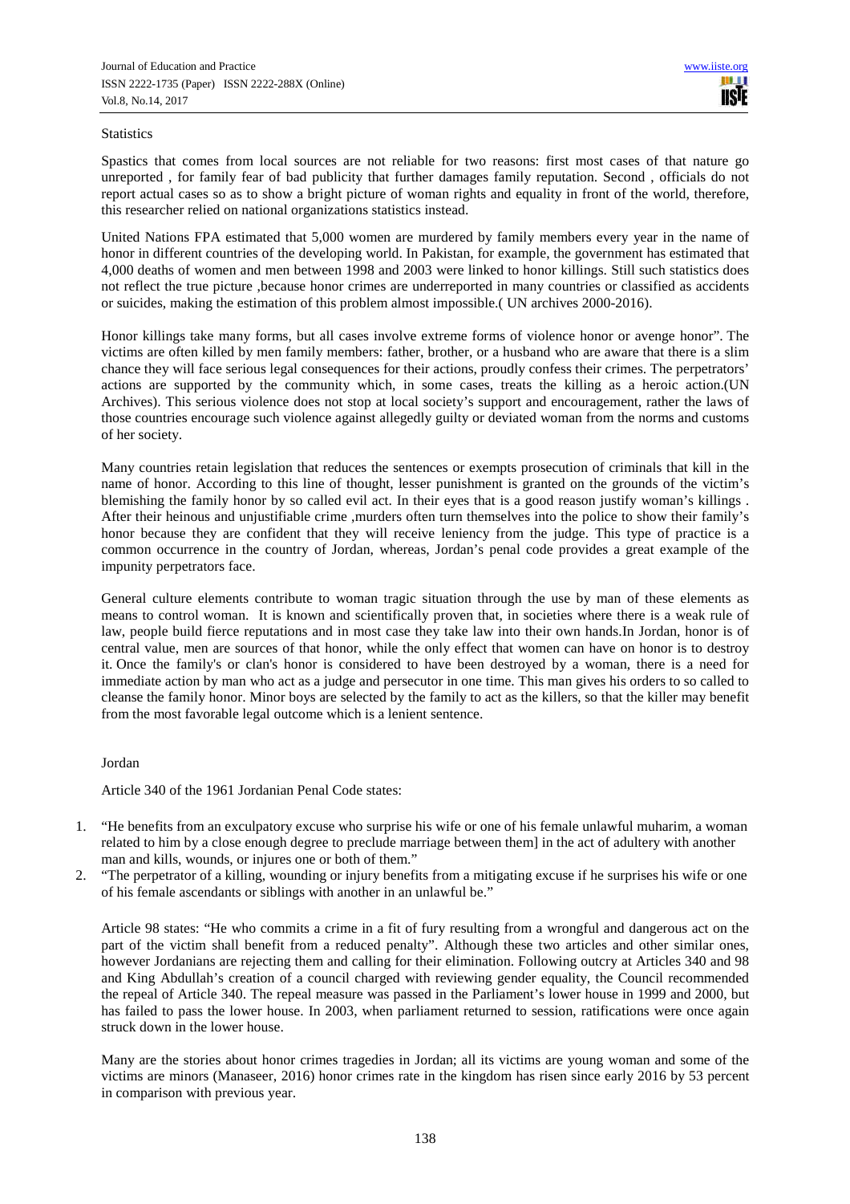Statistics

Spastics that comes from local sources are not reliable for two reasons: first most cases of that nature go unreported , for family fear of bad publicity that further damages family reputation. Second , officials do not report actual cases so as to show a bright picture of woman rights and equality in front of the world, therefore, this researcher relied on national organizations statistics instead.

United Nations FPA estimated that 5,000 women are murdered by family members every year in the name of honor in different countries of the developing world. In Pakistan, for example, the government has estimated that 4,000 deaths of women and men between 1998 and 2003 were linked to honor killings. Still such statistics does not reflect the true picture ,because honor crimes are underreported in many countries or classified as accidents or suicides, making the estimation of this problem almost impossible.( UN archives 2000-2016).

Honor killings take many forms, but all cases involve extreme forms of violence honor or avenge honor". The victims are often killed by men family members: father, brother, or a husband who are aware that there is a slim chance they will face serious legal consequences for their actions, proudly confess their crimes. The perpetrators' actions are supported by the community which, in some cases, treats the killing as a heroic action.(UN Archives). This serious violence does not stop at local society's support and encouragement, rather the laws of those countries encourage such violence against allegedly guilty or deviated woman from the norms and customs of her society.

Many countries retain legislation that reduces the sentences or exempts prosecution of criminals that kill in the name of honor. According to this line of thought, lesser punishment is granted on the grounds of the victim's blemishing the family honor by so called evil act. In their eyes that is a good reason justify woman's killings . After their heinous and unjustifiable crime ,murders often turn themselves into the police to show their family's honor because they are confident that they will receive leniency from the judge. This type of practice is a common occurrence in the country of Jordan, whereas, Jordan's penal code provides a great example of the impunity perpetrators face.

General culture elements contribute to woman tragic situation through the use by man of these elements as means to control woman. It is known and scientifically proven that, in societies where there is a weak rule of law, people build fierce reputations and in most case they take law into their own hands.In Jordan, honor is of central value, men are sources of that honor, while the only effect that women can have on honor is to destroy it. Once the family's or clan's honor is considered to have been destroyed by a woman, there is a need for immediate action by man who act as a judge and persecutor in one time. This man gives his orders to so called to cleanse the family honor. Minor boys are selected by the family to act as the killers, so that the killer may benefit from the most favorable legal outcome which is a lenient sentence.

Jordan

Article 340 of the 1961 Jordanian Penal Code states:

1. "He benefits from an exculpatory excuse who surprise his wife or one of his female unlawful muharim, a woman related to him by a close enough degree to preclude marriage between them] in the act of adultery with another man and kills, wounds, or injures one or both of them."
2. "The perpetrator of a killing, wounding or injury benefits from a mitigating excuse if he surprises his wife or one of his female ascendants or siblings with another in an unlawful be."

Article 98 states: "He who commits a crime in a fit of fury resulting from a wrongful and dangerous act on the part of the victim shall benefit from a reduced penalty". Although these two articles and other similar ones, however Jordanians are rejecting them and calling for their elimination. Following outcry at Articles 340 and 98 and King Abdullah's creation of a council charged with reviewing gender equality, the Council recommended the repeal of Article 340. The repeal measure was passed in the Parliament's lower house in 1999 and 2000, but has failed to pass the lower house. In 2003, when parliament returned to session, ratifications were once again struck down in the lower house.

Many are the stories about honor crimes tragedies in Jordan; all its victims are young woman and some of the victims are minors (Manaseer, 2016) honor crimes rate in the kingdom has risen since early 2016 by 53 percent in comparison with previous year.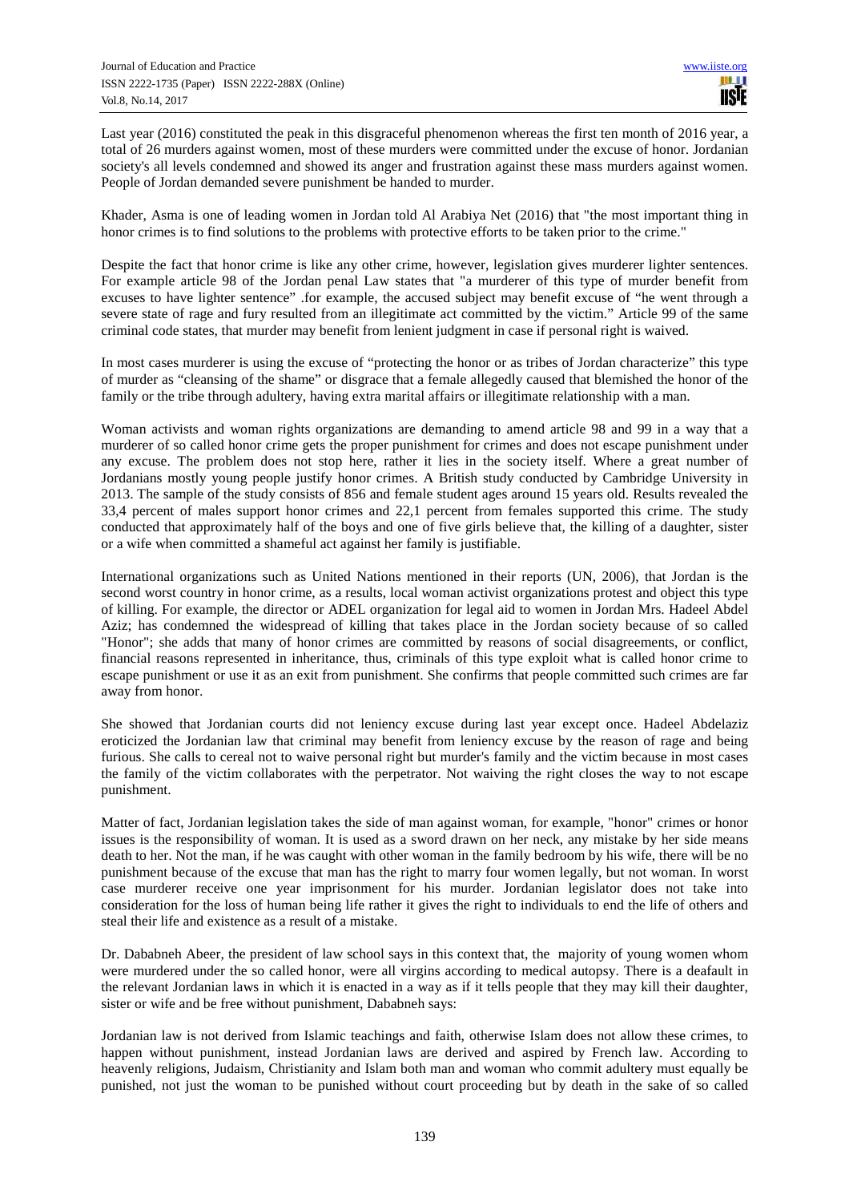Last year (2016) constituted the peak in this disgraceful phenomenon whereas the first ten month of 2016 year, a total of 26 murders against women, most of these murders were committed under the excuse of honor. Jordanian society's all levels condemned and showed its anger and frustration against these mass murders against women. People of Jordan demanded severe punishment be handed to murder.

Khader, Asma is one of leading women in Jordan told Al Arabiya Net (2016) that "the most important thing in honor crimes is to find solutions to the problems with protective efforts to be taken prior to the crime."

Despite the fact that honor crime is like any other crime, however, legislation gives murderer lighter sentences. For example article 98 of the Jordan penal Law states that "a murderer of this type of murder benefit from excuses to have lighter sentence" .for example, the accused subject may benefit excuse of "he went through a severe state of rage and fury resulted from an illegitimate act committed by the victim." Article 99 of the same criminal code states, that murder may benefit from lenient judgment in case if personal right is waived.

In most cases murderer is using the excuse of "protecting the honor or as tribes of Jordan characterize" this type of murder as "cleansing of the shame" or disgrace that a female allegedly caused that blemished the honor of the family or the tribe through adultery, having extra marital affairs or illegitimate relationship with a man.

Woman activists and woman rights organizations are demanding to amend article 98 and 99 in a way that a murderer of so called honor crime gets the proper punishment for crimes and does not escape punishment under any excuse. The problem does not stop here, rather it lies in the society itself. Where a great number of Jordanians mostly young people justify honor crimes. A British study conducted by Cambridge University in 2013. The sample of the study consists of 856 and female student ages around 15 years old. Results revealed the 33,4 percent of males support honor crimes and 22,1 percent from females supported this crime. The study conducted that approximately half of the boys and one of five girls believe that, the killing of a daughter, sister or a wife when committed a shameful act against her family is justifiable.

International organizations such as United Nations mentioned in their reports (UN, 2006), that Jordan is the second worst country in honor crime, as a results, local woman activist organizations protest and object this type of killing. For example, the director or ADEL organization for legal aid to women in Jordan Mrs. Hadeel Abdel Aziz; has condemned the widespread of killing that takes place in the Jordan society because of so called "Honor"; she adds that many of honor crimes are committed by reasons of social disagreements, or conflict, financial reasons represented in inheritance, thus, criminals of this type exploit what is called honor crime to escape punishment or use it as an exit from punishment. She confirms that people committed such crimes are far away from honor.

She showed that Jordanian courts did not leniency excuse during last year except once. Hadeel Abdelaziz eroticized the Jordanian law that criminal may benefit from leniency excuse by the reason of rage and being furious. She calls to cereal not to waive personal right but murder's family and the victim because in most cases the family of the victim collaborates with the perpetrator. Not waiving the right closes the way to not escape punishment.

Matter of fact, Jordanian legislation takes the side of man against woman, for example, "honor" crimes or honor issues is the responsibility of woman. It is used as a sword drawn on her neck, any mistake by her side means death to her. Not the man, if he was caught with other woman in the family bedroom by his wife, there will be no punishment because of the excuse that man has the right to marry four women legally, but not woman. In worst case murderer receive one year imprisonment for his murder. Jordanian legislator does not take into consideration for the loss of human being life rather it gives the right to individuals to end the life of others and steal their life and existence as a result of a mistake.

Dr. Dababneh Abeer, the president of law school says in this context that, the majority of young women whom were murdered under the so called honor, were all virgins according to medical autopsy. There is a deafault in the relevant Jordanian laws in which it is enacted in a way as if it tells people that they may kill their daughter, sister or wife and be free without punishment, Dababneh says:

Jordanian law is not derived from Islamic teachings and faith, otherwise Islam does not allow these crimes, to happen without punishment, instead Jordanian laws are derived and aspired by French law. According to heavenly religions, Judaism, Christianity and Islam both man and woman who commit adultery must equally be punished, not just the woman to be punished without court proceeding but by death in the sake of so called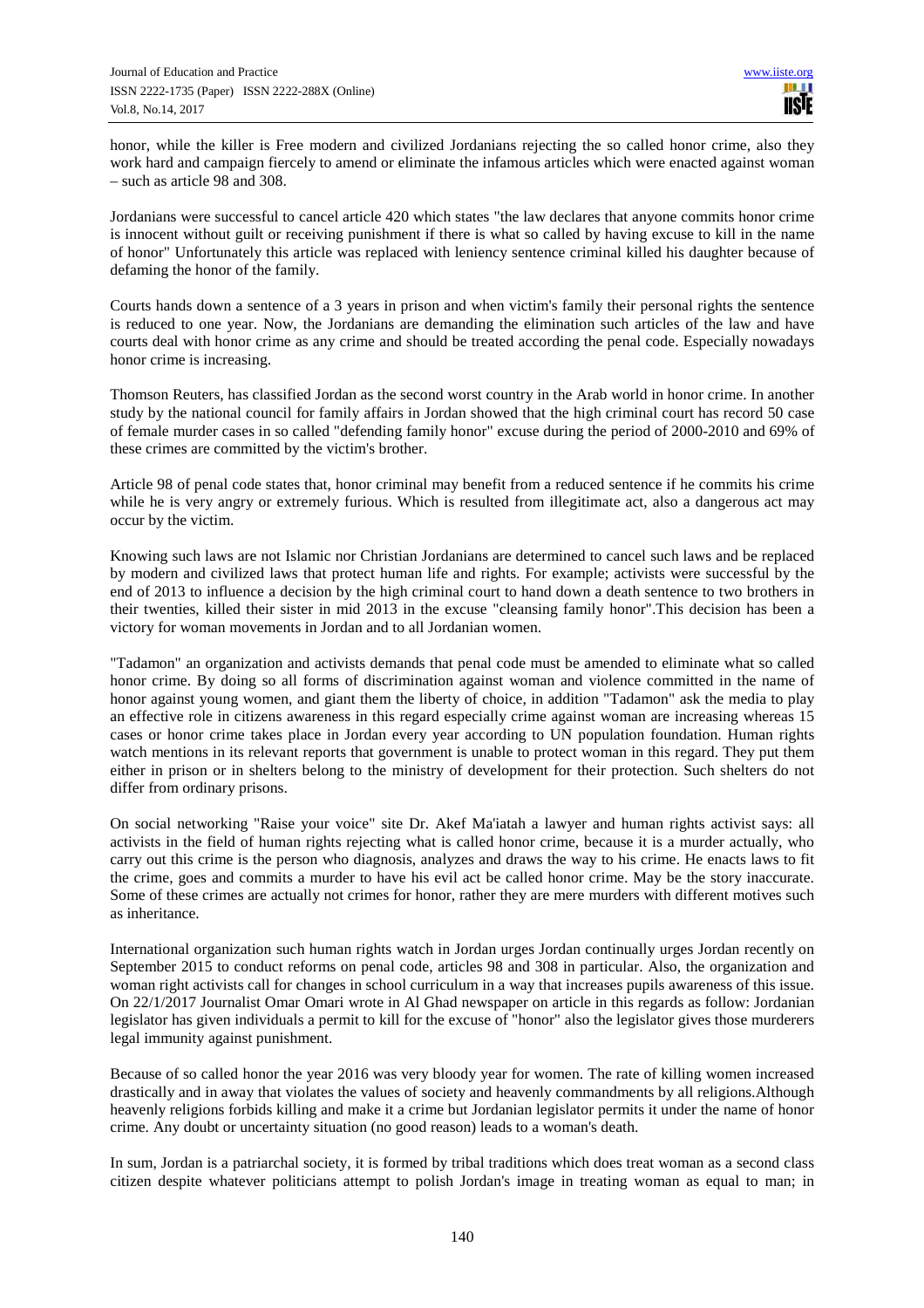honor, while the killer is Free modern and civilized Jordanians rejecting the so called honor crime, also they work hard and campaign fiercely to amend or eliminate the infamous articles which were enacted against woman – such as article 98 and 308.

Jordanians were successful to cancel article 420 which states "the law declares that anyone commits honor crime is innocent without guilt or receiving punishment if there is what so called by having excuse to kill in the name of honor" Unfortunately this article was replaced with leniency sentence criminal killed his daughter because of defaming the honor of the family.

Courts hands down a sentence of a 3 years in prison and when victim's family their personal rights the sentence is reduced to one year. Now, the Jordanians are demanding the elimination such articles of the law and have courts deal with honor crime as any crime and should be treated according the penal code. Especially nowadays honor crime is increasing.

Thomson Reuters, has classified Jordan as the second worst country in the Arab world in honor crime. In another study by the national council for family affairs in Jordan showed that the high criminal court has record 50 case of female murder cases in so called "defending family honor" excuse during the period of 2000-2010 and 69% of these crimes are committed by the victim's brother.

Article 98 of penal code states that, honor criminal may benefit from a reduced sentence if he commits his crime while he is very angry or extremely furious. Which is resulted from illegitimate act, also a dangerous act may occur by the victim.

Knowing such laws are not Islamic nor Christian Jordanians are determined to cancel such laws and be replaced by modern and civilized laws that protect human life and rights. For example; activists were successful by the end of 2013 to influence a decision by the high criminal court to hand down a death sentence to two brothers in their twenties, killed their sister in mid 2013 in the excuse "cleansing family honor".This decision has been a victory for woman movements in Jordan and to all Jordanian women.

"Tadamon" an organization and activists demands that penal code must be amended to eliminate what so called honor crime. By doing so all forms of discrimination against woman and violence committed in the name of honor against young women, and giant them the liberty of choice, in addition "Tadamon" ask the media to play an effective role in citizens awareness in this regard especially crime against woman are increasing whereas 15 cases or honor crime takes place in Jordan every year according to UN population foundation. Human rights watch mentions in its relevant reports that government is unable to protect woman in this regard. They put them either in prison or in shelters belong to the ministry of development for their protection. Such shelters do not differ from ordinary prisons.

On social networking "Raise your voice" site Dr. Akef Ma'iatah a lawyer and human rights activist says: all activists in the field of human rights rejecting what is called honor crime, because it is a murder actually, who carry out this crime is the person who diagnosis, analyzes and draws the way to his crime. He enacts laws to fit the crime, goes and commits a murder to have his evil act be called honor crime. May be the story inaccurate. Some of these crimes are actually not crimes for honor, rather they are mere murders with different motives such as inheritance.

International organization such human rights watch in Jordan urges Jordan continually urges Jordan recently on September 2015 to conduct reforms on penal code, articles 98 and 308 in particular. Also, the organization and woman right activists call for changes in school curriculum in a way that increases pupils awareness of this issue. On 22/1/2017 Journalist Omar Omari wrote in Al Ghad newspaper on article in this regards as follow: Jordanian legislator has given individuals a permit to kill for the excuse of "honor" also the legislator gives those murderers legal immunity against punishment.

Because of so called honor the year 2016 was very bloody year for women. The rate of killing women increased drastically and in away that violates the values of society and heavenly commandments by all religions.Although heavenly religions forbids killing and make it a crime but Jordanian legislator permits it under the name of honor crime. Any doubt or uncertainty situation (no good reason) leads to a woman's death.

In sum, Jordan is a patriarchal society, it is formed by tribal traditions which does treat woman as a second class citizen despite whatever politicians attempt to polish Jordan's image in treating woman as equal to man; in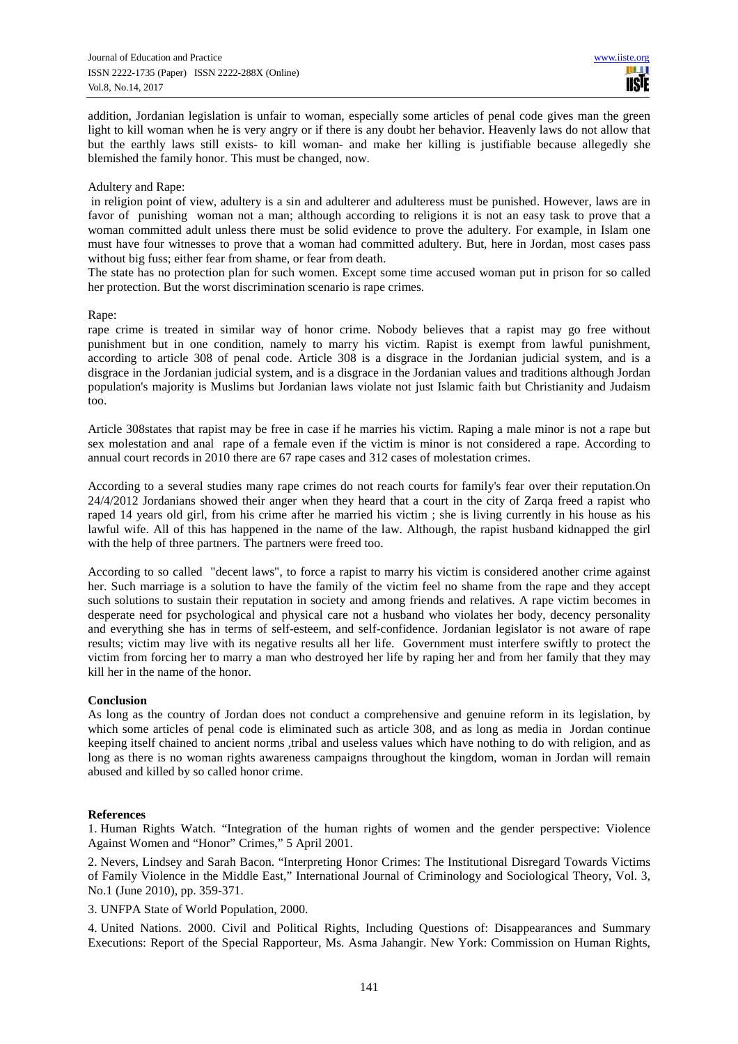addition, Jordanian legislation is unfair to woman, especially some articles of penal code gives man the green light to kill woman when he is very angry or if there is any doubt her behavior. Heavenly laws do not allow that but the earthly laws still exists- to kill woman- and make her killing is justifiable because allegedly she blemished the family honor. This must be changed, now.

Adultery and Rape:

in religion point of view, adultery is a sin and adulterer and adulteress must be punished. However, laws are in favor of punishing woman not a man; although according to religions it is not an easy task to prove that a woman committed adult unless there must be solid evidence to prove the adultery. For example, in Islam one must have four witnesses to prove that a woman had committed adultery. But, here in Jordan, most cases pass without big fuss; either fear from shame, or fear from death.

The state has no protection plan for such women. Except some time accused woman put in prison for so called her protection. But the worst discrimination scenario is rape crimes.

Rape:

rape crime is treated in similar way of honor crime. Nobody believes that a rapist may go free without punishment but in one condition, namely to marry his victim. Rapist is exempt from lawful punishment, according to article 308 of penal code. Article 308 is a disgrace in the Jordanian judicial system, and is a disgrace in the Jordanian judicial system, and is a disgrace in the Jordanian values and traditions although Jordan population's majority is Muslims but Jordanian laws violate not just Islamic faith but Christianity and Judaism too.

Article 308states that rapist may be free in case if he marries his victim. Raping a male minor is not a rape but sex molestation and anal rape of a female even if the victim is minor is not considered a rape. According to annual court records in 2010 there are 67 rape cases and 312 cases of molestation crimes.

According to a several studies many rape crimes do not reach courts for family's fear over their reputation.On 24/4/2012 Jordanians showed their anger when they heard that a court in the city of Zarqa freed a rapist who raped 14 years old girl, from his crime after he married his victim ; she is living currently in his house as his lawful wife. All of this has happened in the name of the law. Although, the rapist husband kidnapped the girl with the help of three partners. The partners were freed too.

According to so called "decent laws", to force a rapist to marry his victim is considered another crime against her. Such marriage is a solution to have the family of the victim feel no shame from the rape and they accept such solutions to sustain their reputation in society and among friends and relatives. A rape victim becomes in desperate need for psychological and physical care not a husband who violates her body, decency personality and everything she has in terms of self-esteem, and self-confidence. Jordanian legislator is not aware of rape results; victim may live with its negative results all her life. Government must interfere swiftly to protect the victim from forcing her to marry a man who destroyed her life by raping her and from her family that they may kill her in the name of the honor.

**Conclusion**

As long as the country of Jordan does not conduct a comprehensive and genuine reform in its legislation, by which some articles of penal code is eliminated such as article 308, and as long as media in Jordan continue keeping itself chained to ancient norms ,tribal and useless values which have nothing to do with religion, and as long as there is no woman rights awareness campaigns throughout the kingdom, woman in Jordan will remain abused and killed by so called honor crime.

**References**

1. Human Rights Watch. "Integration of the human rights of women and the gender perspective: Violence Against Women and "Honor" Crimes," 5 April 2001.

2. Nevers, Lindsey and Sarah Bacon. "Interpreting Honor Crimes: The Institutional Disregard Towards Victims of Family Violence in the Middle East," International Journal of Criminology and Sociological Theory, Vol. 3, No.1 (June 2010), pp. 359-371.

3. UNFPA State of World Population, 2000.

4. United Nations. 2000. Civil and Political Rights, Including Questions of: Disappearances and Summary Executions: Report of the Special Rapporteur, Ms. Asma Jahangir. New York: Commission on Human Rights,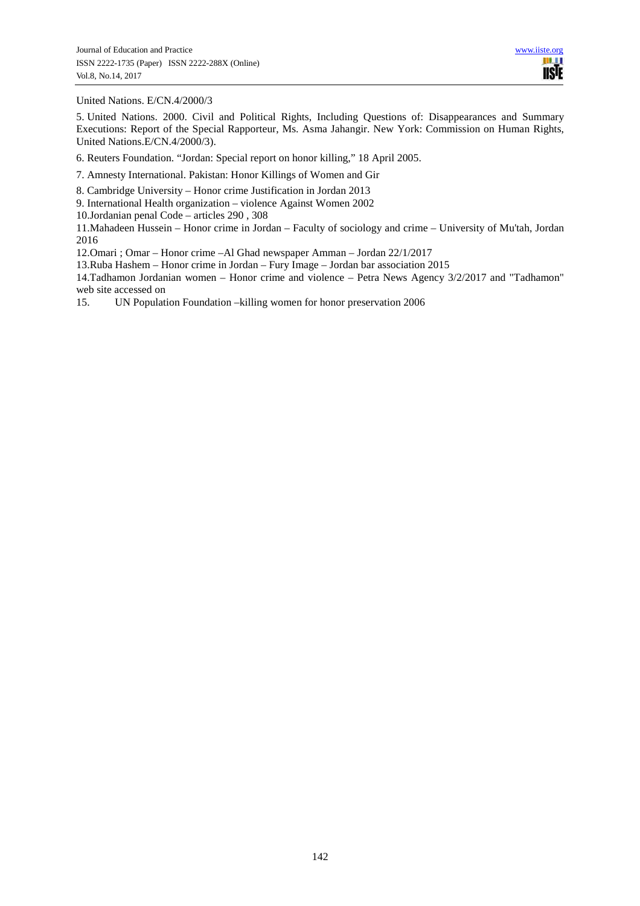United Nations. E/CN.4/2000/3

5. United Nations. 2000. Civil and Political Rights, Including Questions of: Disappearances and Summary Executions: Report of the Special Rapporteur, Ms. Asma Jahangir. New York: Commission on Human Rights, United Nations.E/CN.4/2000/3).

6. Reuters Foundation. "Jordan: Special report on honor killing," 18 April 2005.

7. Amnesty International. Pakistan: Honor Killings of Women and Gir

8. Cambridge University – Honor crime Justification in Jordan 2013

9. International Health organization – violence Against Women 2002

10.Jordanian penal Code – articles 290 , 308

11.Mahadeen Hussein – Honor crime in Jordan – Faculty of sociology and crime – University of Mu'tah, Jordan 2016

12.Omari ; Omar – Honor crime –Al Ghad newspaper Amman – Jordan 22/1/2017

13.Ruba Hashem – Honor crime in Jordan – Fury Image – Jordan bar association 2015

14.Tadhamon Jordanian women – Honor crime and violence – Petra News Agency 3/2/2017 and "Tadhamon" web site accessed on

15. UN Population Foundation –killing women for honor preservation 2006